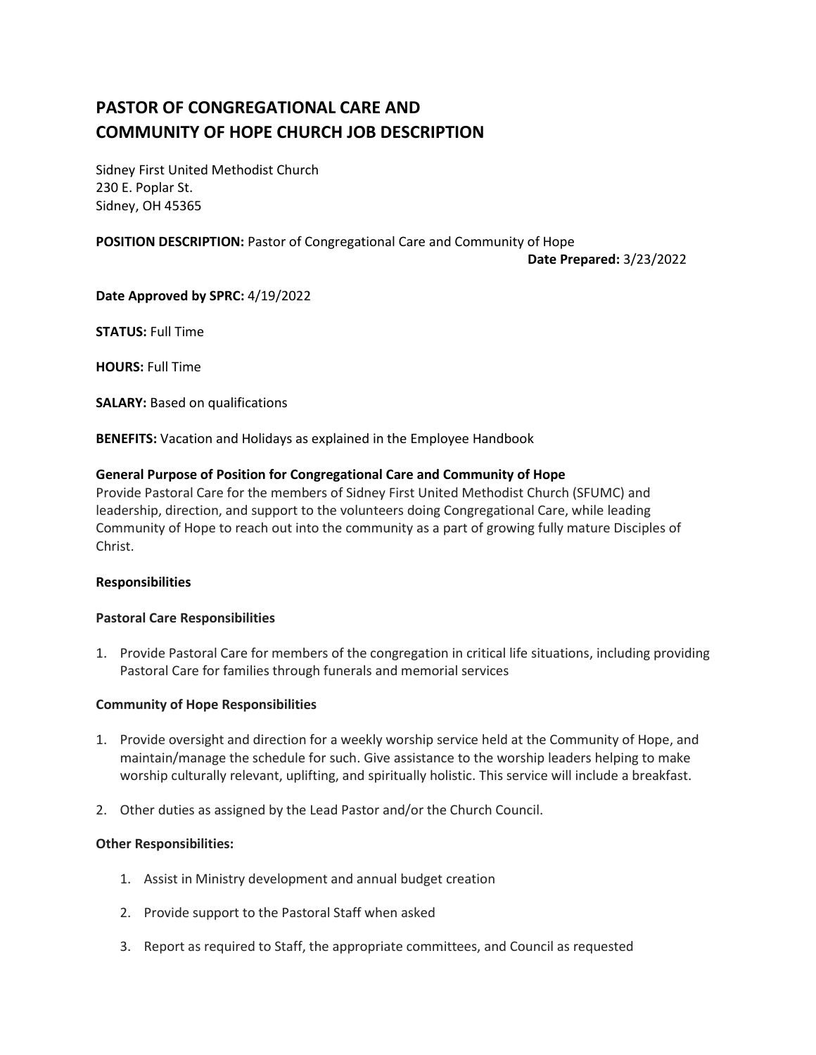# PASTOR OF CONGREGATIONAL CARE AND COMMUNITY OF HOPE CHURCH JOB DESCRIPTION

Sidney First United Methodist Church
230 E. Poplar St.
Sidney, OH 45365

**POSITION DESCRIPTION:** Pastor of Congregational Care and Community of Hope

**Date Prepared:** 3/23/2022

**Date Approved by SPRC:** 4/19/2022

**STATUS:** Full Time

**HOURS:** Full Time

**SALARY:** Based on qualifications

**BENEFITS:** Vacation and Holidays as explained in the Employee Handbook

**General Purpose of Position for Congregational Care and Community of Hope**

Provide Pastoral Care for the members of Sidney First United Methodist Church (SFUMC) and leadership, direction, and support to the volunteers doing Congregational Care, while leading Community of Hope to reach out into the community as a part of growing fully mature Disciples of Christ.

**Responsibilities**

**Pastoral Care Responsibilities**

1. Provide Pastoral Care for members of the congregation in critical life situations, including providing Pastoral Care for families through funerals and memorial services

**Community of Hope Responsibilities**

1. Provide oversight and direction for a weekly worship service held at the Community of Hope, and maintain/manage the schedule for such. Give assistance to the worship leaders helping to make worship culturally relevant, uplifting, and spiritually holistic. This service will include a breakfast.

2. Other duties as assigned by the Lead Pastor and/or the Church Council.

**Other Responsibilities:**

1. Assist in Ministry development and annual budget creation

2. Provide support to the Pastoral Staff when asked

3. Report as required to Staff, the appropriate committees, and Council as requested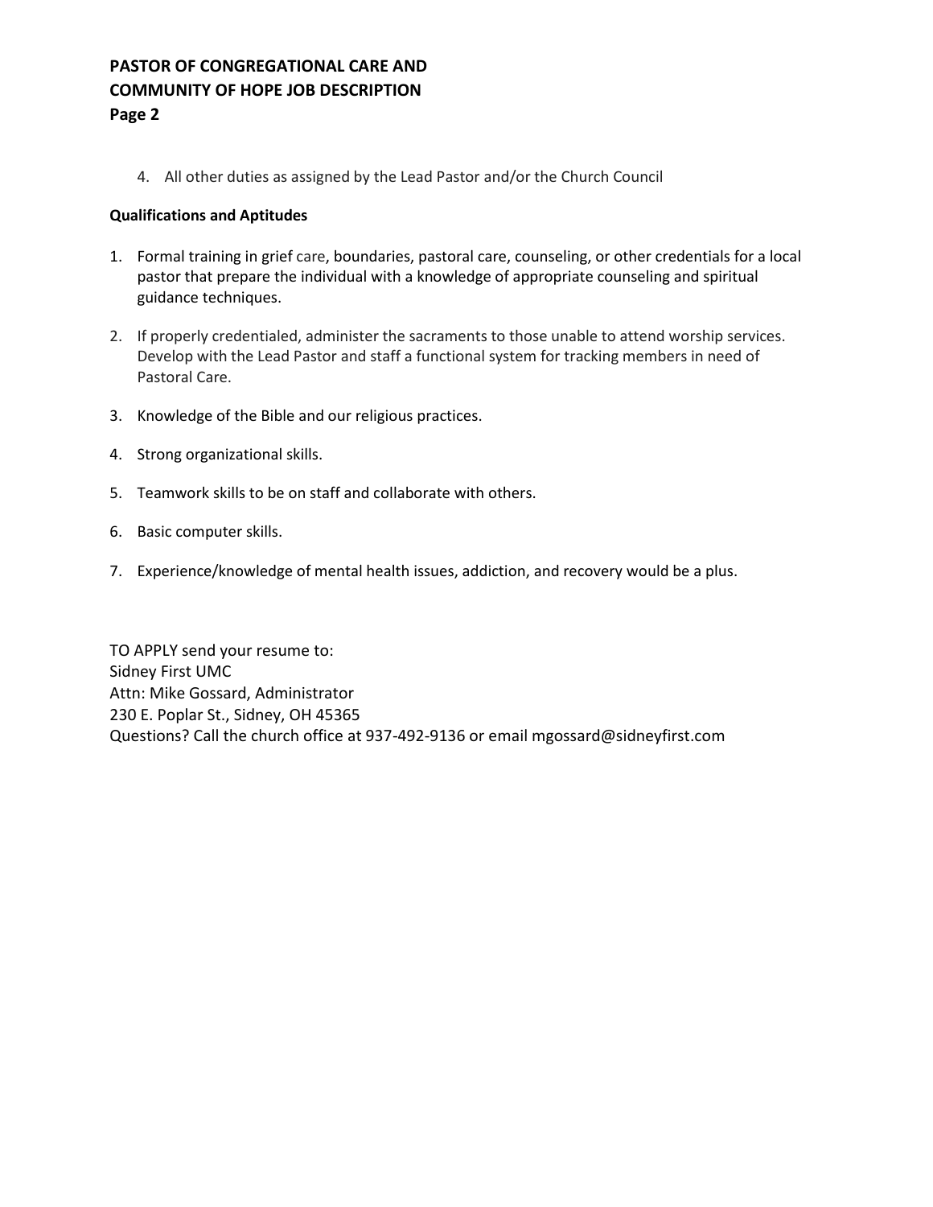4. All other duties as assigned by the Lead Pastor and/or the Church Council

**Qualifications and Aptitudes**

1. Formal training in grief care, boundaries, pastoral care, counseling, or other credentials for a local pastor that prepare the individual with a knowledge of appropriate counseling and spiritual guidance techniques.

2. If properly credentialed, administer the sacraments to those unable to attend worship services. Develop with the Lead Pastor and staff a functional system for tracking members in need of Pastoral Care.

3. Knowledge of the Bible and our religious practices.

4. Strong organizational skills.

5. Teamwork skills to be on staff and collaborate with others.

6. Basic computer skills.

7. Experience/knowledge of mental health issues, addiction, and recovery would be a plus.

TO APPLY send your resume to:
Sidney First UMC
Attn: Mike Gossard, Administrator
230 E. Poplar St., Sidney, OH 45365
Questions? Call the church office at 937-492-9136 or email mgossard@sidneyfirst.com